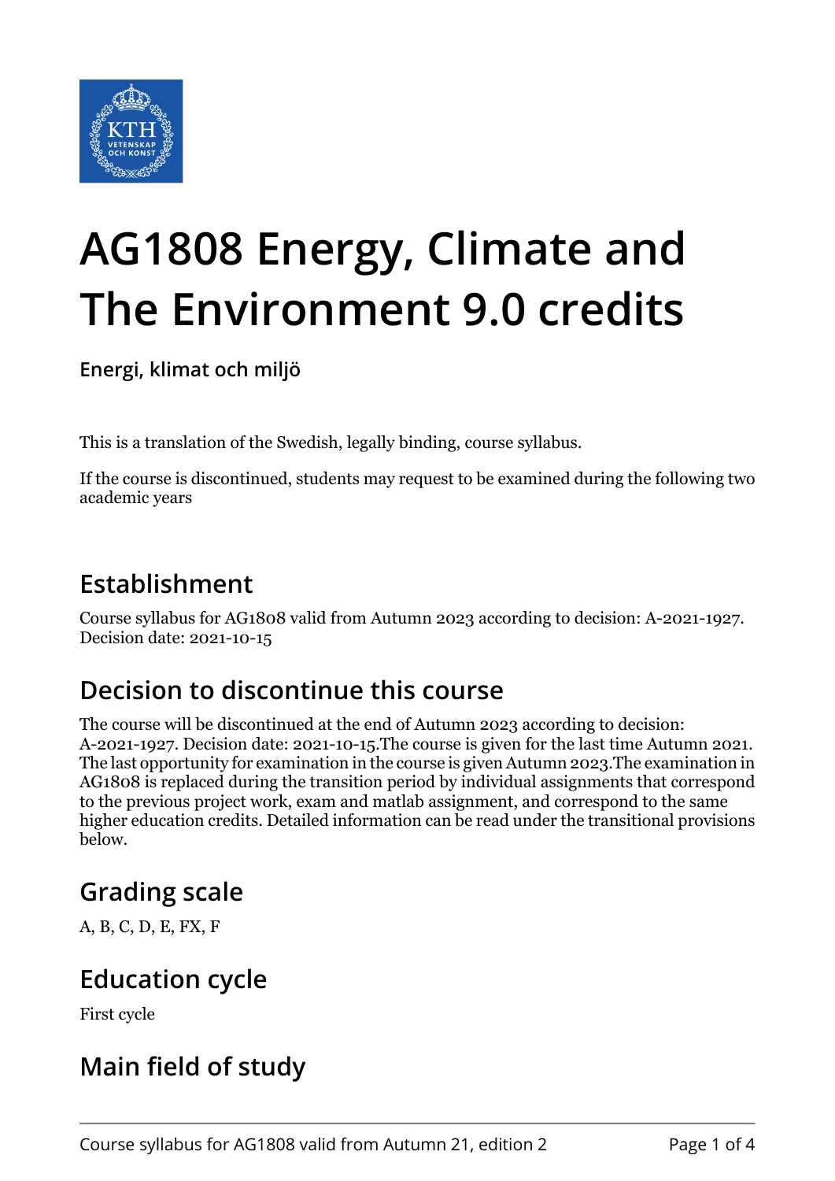# AG1808 Energy, Climate and The Environment 9.0 credits

**Energi, klimat och miljö**

This is a translation of the Swedish, legally binding, course syllabus.

If the course is discontinued, students may request to be examined during the following two academic years

## Establishment

Course syllabus for AG1808 valid from Autumn 2023 according to decision: A-2021-1927. Decision date: 2021-10-15

## Decision to discontinue this course

The course will be discontinued at the end of Autumn 2023 according to decision: A-2021-1927. Decision date: 2021-10-15.The course is given for the last time Autumn 2021. The last opportunity for examination in the course is given Autumn 2023.The examination in AG1808 is replaced during the transition period by individual assignments that correspond to the previous project work, exam and matlab assignment, and correspond to the same higher education credits. Detailed information can be read under the transitional provisions below.

## Grading scale

A, B, C, D, E, FX, F

## Education cycle

First cycle

## Main field of study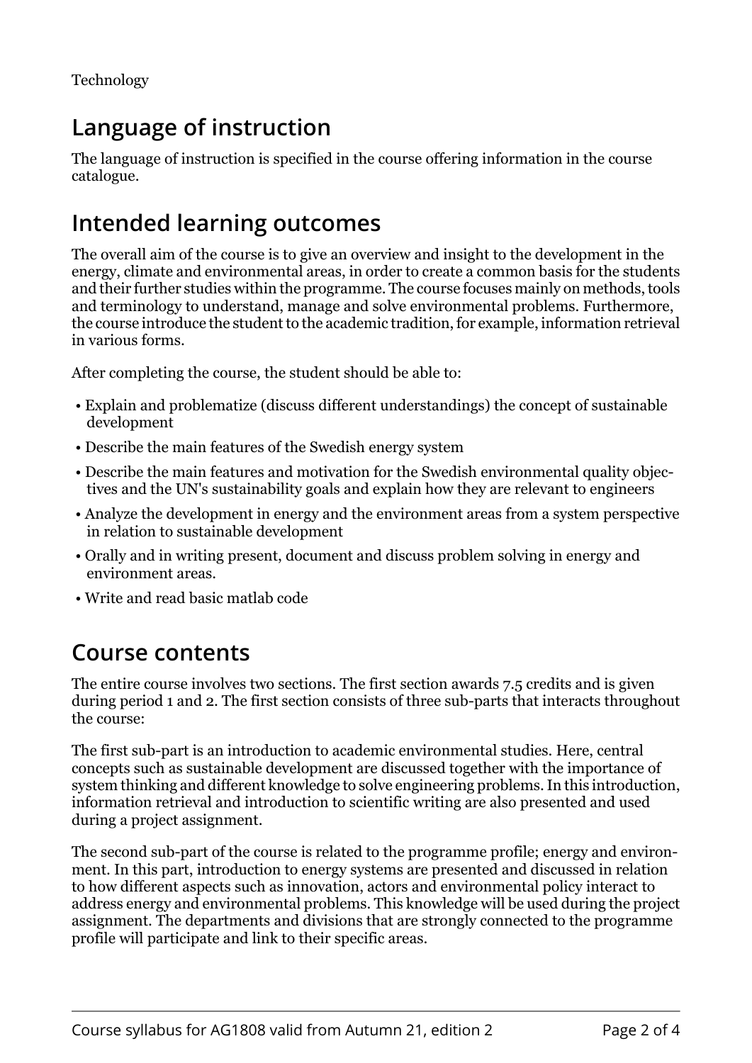Technology

## Language of instruction

The language of instruction is specified in the course offering information in the course catalogue.

## Intended learning outcomes

The overall aim of the course is to give an overview and insight to the development in the energy, climate and environmental areas, in order to create a common basis for the students and their further studies within the programme. The course focuses mainly on methods, tools and terminology to understand, manage and solve environmental problems. Furthermore, the course introduce the student to the academic tradition, for example, information retrieval in various forms.

After completing the course, the student should be able to:

- Explain and problematize (discuss different understandings) the concept of sustainable development
- Describe the main features of the Swedish energy system
- Describe the main features and motivation for the Swedish environmental quality objectives and the UN's sustainability goals and explain how they are relevant to engineers
- Analyze the development in energy and the environment areas from a system perspective in relation to sustainable development
- Orally and in writing present, document and discuss problem solving in energy and environment areas.
- Write and read basic matlab code

## Course contents

The entire course involves two sections. The first section awards 7.5 credits and is given during period 1 and 2. The first section consists of three sub-parts that interacts throughout the course:

The first sub-part is an introduction to academic environmental studies. Here, central concepts such as sustainable development are discussed together with the importance of system thinking and different knowledge to solve engineering problems. In this introduction, information retrieval and introduction to scientific writing are also presented and used during a project assignment.

The second sub-part of the course is related to the programme profile; energy and environment. In this part, introduction to energy systems are presented and discussed in relation to how different aspects such as innovation, actors and environmental policy interact to address energy and environmental problems. This knowledge will be used during the project assignment. The departments and divisions that are strongly connected to the programme profile will participate and link to their specific areas.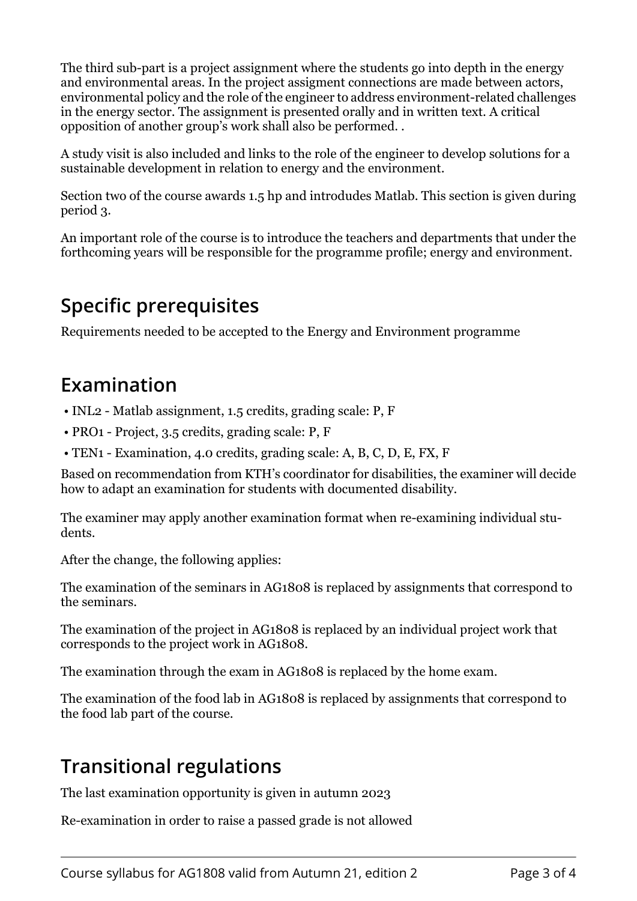The third sub-part is a project assignment where the students go into depth in the energy and environmental areas. In the project assigment connections are made between actors, environmental policy and the role of the engineer to address environment-related challenges in the energy sector. The assignment is presented orally and in written text. A critical opposition of another group's work shall also be performed. .

A study visit is also included and links to the role of the engineer to develop solutions for a sustainable development in relation to energy and the environment.

Section two of the course awards 1.5 hp and introdudes Matlab. This section is given during period 3.

An important role of the course is to introduce the teachers and departments that under the forthcoming years will be responsible for the programme profile; energy and environment.

## Specific prerequisites

Requirements needed to be accepted to the Energy and Environment programme

## Examination

- INL2 - Matlab assignment, 1.5 credits, grading scale: P, F
- PRO1 - Project, 3.5 credits, grading scale: P, F
- TEN1 - Examination, 4.0 credits, grading scale: A, B, C, D, E, FX, F

Based on recommendation from KTH's coordinator for disabilities, the examiner will decide how to adapt an examination for students with documented disability.

The examiner may apply another examination format when re-examining individual students.

After the change, the following applies:

The examination of the seminars in AG1808 is replaced by assignments that correspond to the seminars.

The examination of the project in AG1808 is replaced by an individual project work that corresponds to the project work in AG1808.

The examination through the exam in AG1808 is replaced by the home exam.

The examination of the food lab in AG1808 is replaced by assignments that correspond to the food lab part of the course.

## Transitional regulations

The last examination opportunity is given in autumn 2023

Re-examination in order to raise a passed grade is not allowed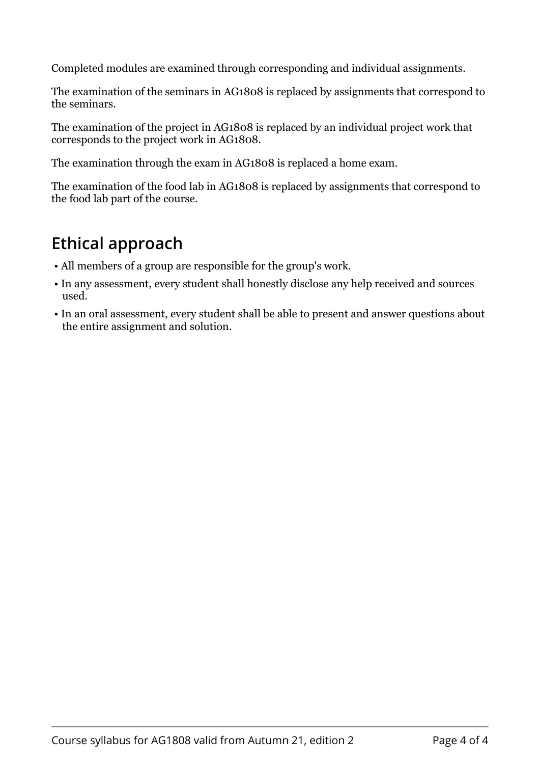Completed modules are examined through corresponding and individual assignments.

The examination of the seminars in AG1808 is replaced by assignments that correspond to the seminars.

The examination of the project in AG1808 is replaced by an individual project work that corresponds to the project work in AG1808.

The examination through the exam in AG1808 is replaced a home exam.

The examination of the food lab in AG1808 is replaced by assignments that correspond to the food lab part of the course.

## Ethical approach

- All members of a group are responsible for the group's work.
- In any assessment, every student shall honestly disclose any help received and sources used.
- In an oral assessment, every student shall be able to present and answer questions about the entire assignment and solution.